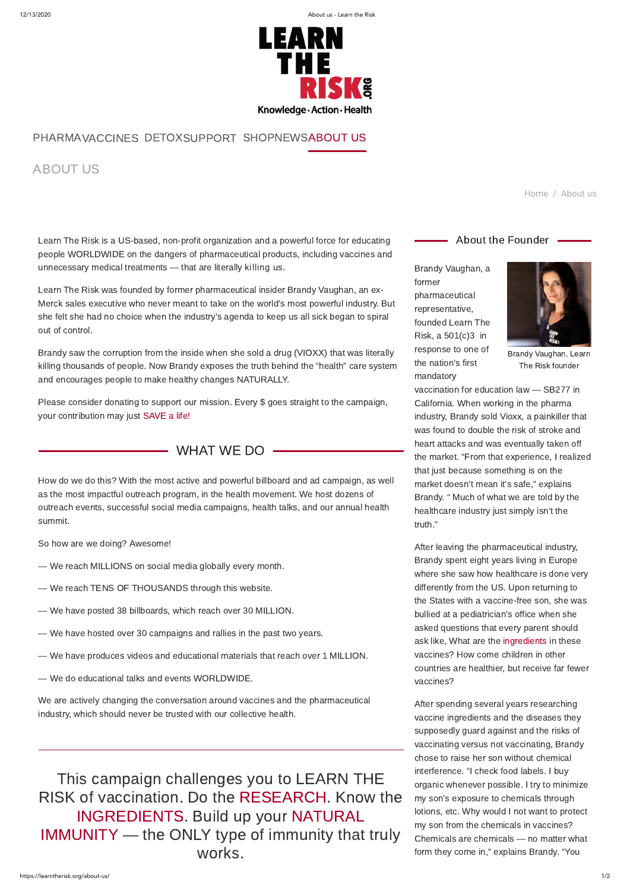# LEARN THE RISK.ORG

Knowledge · Action · Health

PHARMA VACCINES DETOX SUPPORT SHOP NEWS ABOUT US

## ABOUT US

Home / About us

Learn The Risk is a US-based, non-profit organization and a powerful force for educating people WORLDWIDE on the dangers of pharmaceutical products, including vaccines and unnecessary medical treatments — that are literally killing us.

Learn The Risk was founded by former pharmaceutical insider Brandy Vaughan, an ex-Merck sales executive who never meant to take on the world's most powerful industry. But she felt she had no choice when the industry's agenda to keep us all sick began to spiral out of control.

Brandy saw the corruption from the inside when she sold a drug (VIOXX) that was literally killing thousands of people. Now Brandy exposes the truth behind the "health" care system and encourages people to make healthy changes NATURALLY.

Please consider donating to support our mission. Every $ goes straight to the campaign, your contribution may just SAVE a life!

## WHAT WE DO

How do we do this? With the most active and powerful billboard and ad campaign, as well as the most impactful outreach program, in the health movement. We host dozens of outreach events, successful social media campaigns, health talks, and our annual health summit.

So how are we doing? Awesome!

— We reach MILLIONS on social media globally every month.

— We reach TENS OF THOUSANDS through this website.

— We have posted 38 billboards, which reach over 30 MILLION.

— We have hosted over 30 campaigns and rallies in the past two years.

— We have produces videos and educational materials that reach over 1 MILLION.

— We do educational talks and events WORLDWIDE.

We are actively changing the conversation around vaccines and the pharmaceutical industry, which should never be trusted with our collective health.

---

This campaign challenges you to LEARN THE RISK of vaccination. Do the RESEARCH. Know the INGREDIENTS. Build up your NATURAL IMMUNITY — the ONLY type of immunity that truly works.

## About the Founder

Brandy Vaughan, Learn The Risk founder

Brandy Vaughan, a former pharmaceutical representative, founded Learn The Risk, a 501(c)3 in response to one of the nation's first mandatory vaccination for education law — SB277 in California. When working in the pharma industry, Brandy sold Vioxx, a painkiller that was found to double the risk of stroke and heart attacks and was eventually taken off the market. "From that experience, I realized that just because something is on the market doesn't mean it's safe," explains Brandy. " Much of what we are told by the healthcare industry just simply isn't the truth."

After leaving the pharmaceutical industry, Brandy spent eight years living in Europe where she saw how healthcare is done very differently from the US. Upon returning to the States with a vaccine-free son, she was bullied at a pediatrician's office when she asked questions that every parent should ask like, What are the ingredients in these vaccines? How come children in other countries are healthier, but receive far fewer vaccines?

After spending several years researching vaccine ingredients and the diseases they supposedly guard against and the risks of vaccinating versus not vaccinating, Brandy chose to raise her son without chemical interference. "I check food labels. I buy organic whenever possible. I try to minimize my son's exposure to chemicals through lotions, etc. Why would I not want to protect my son from the chemicals in vaccines? Chemicals are chemicals — no matter what form they come in," explains Brandy. "You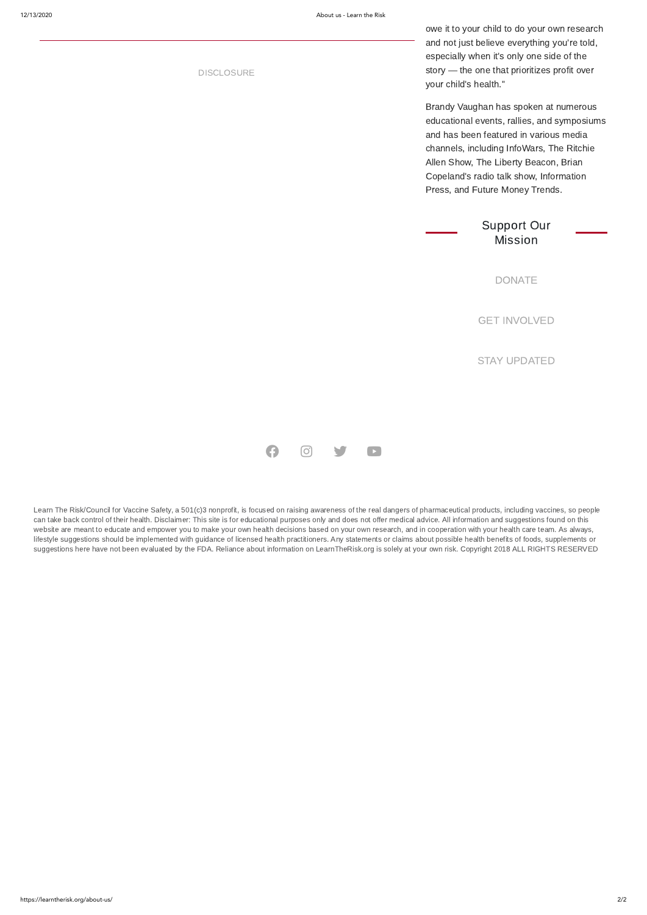DISCLOSURE

owe it to your child to do your own research and not just believe everything you're told, especially when it's only one side of the story — the one that prioritizes profit over your child's health."

Brandy Vaughan has spoken at numerous educational events, rallies, and symposiums and has been featured in various media channels, including InfoWars, The Ritchie Allen Show, The Liberty Beacon, Brian Copeland's radio talk show, Information Press, and Future Money Trends.

## Support Our Mission

DONATE

GET INVOLVED

STAY UPDATED

Learn The Risk/Council for Vaccine Safety, a 501(c)3 nonprofit, is focused on raising awareness of the real dangers of pharmaceutical products, including vaccines, so people can take back control of their health. Disclaimer: This site is for educational purposes only and does not offer medical advice. All information and suggestions found on this website are meant to educate and empower you to make your own health decisions based on your own research, and in cooperation with your health care team. As always, lifestyle suggestions should be implemented with guidance of licensed health practitioners. Any statements or claims about possible health benefits of foods, supplements or suggestions here have not been evaluated by the FDA. Reliance about information on LearnTheRisk.org is solely at your own risk. Copyright 2018 ALL RIGHTS RESERVED